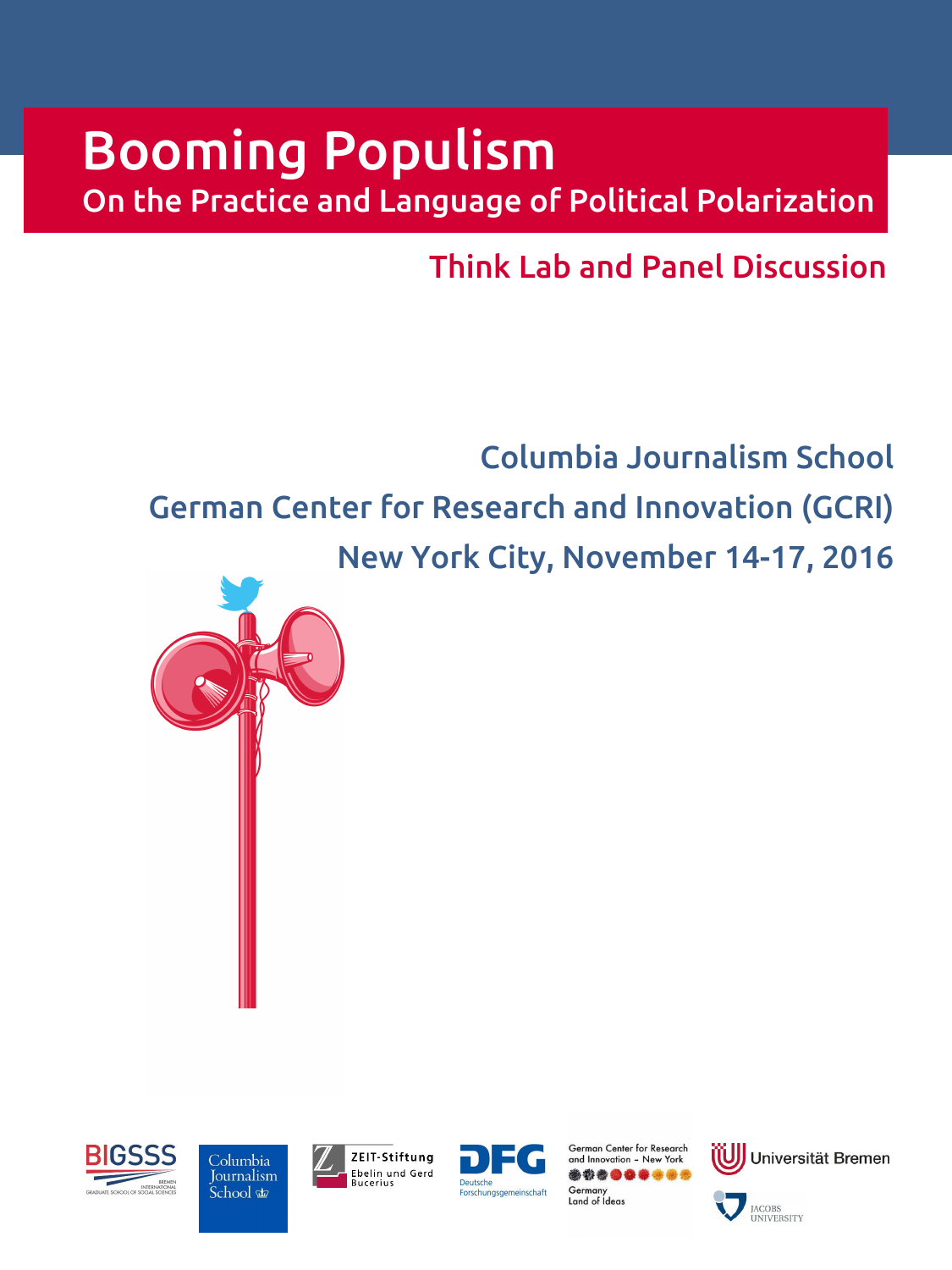# Booming Populism

## On the Practice and Language of Political Polarization

### Think Lab and Panel Discussion

Columbia Journalism School

German Center for Research and Innovation (GCRI)

New York City, November 14-17, 2016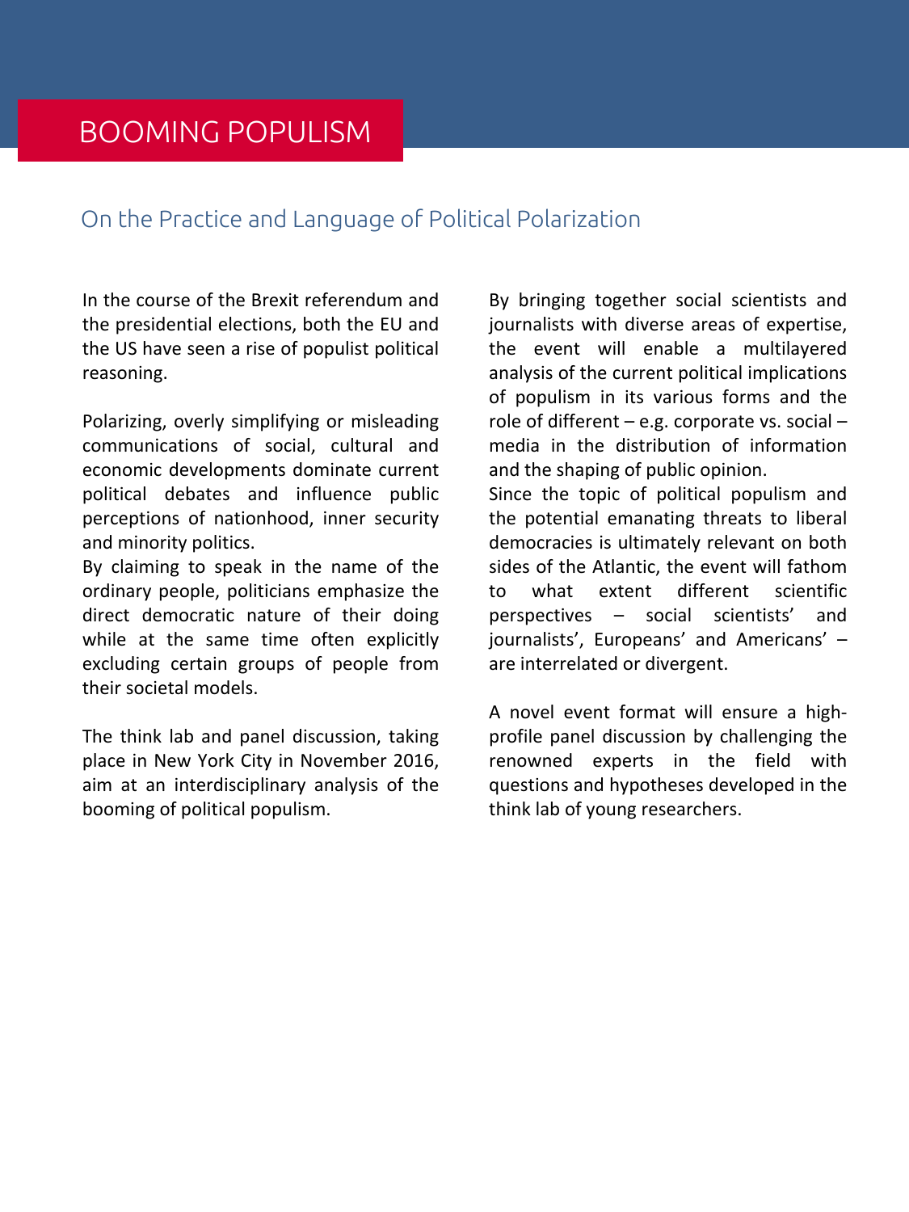# BOOMING POPULISM

## On the Practice and Language of Political Polarization

In the course of the Brexit referendum and the presidential elections, both the EU and the US have seen a rise of populist political reasoning.

Polarizing, overly simplifying or misleading communications of social, cultural and economic developments dominate current political debates and influence public perceptions of nationhood, inner security and minority politics.
By claiming to speak in the name of the ordinary people, politicians emphasize the direct democratic nature of their doing while at the same time often explicitly excluding certain groups of people from their societal models.

The think lab and panel discussion, taking place in New York City in November 2016, aim at an interdisciplinary analysis of the booming of political populism.

By bringing together social scientists and journalists with diverse areas of expertise, the event will enable a multilayered analysis of the current political implications of populism in its various forms and the role of different – e.g. corporate vs. social – media in the distribution of information and the shaping of public opinion.
Since the topic of political populism and the potential emanating threats to liberal democracies is ultimately relevant on both sides of the Atlantic, the event will fathom to what extent different scientific perspectives – social scientists' and journalists', Europeans' and Americans' – are interrelated or divergent.

A novel event format will ensure a high-profile panel discussion by challenging the renowned experts in the field with questions and hypotheses developed in the think lab of young researchers.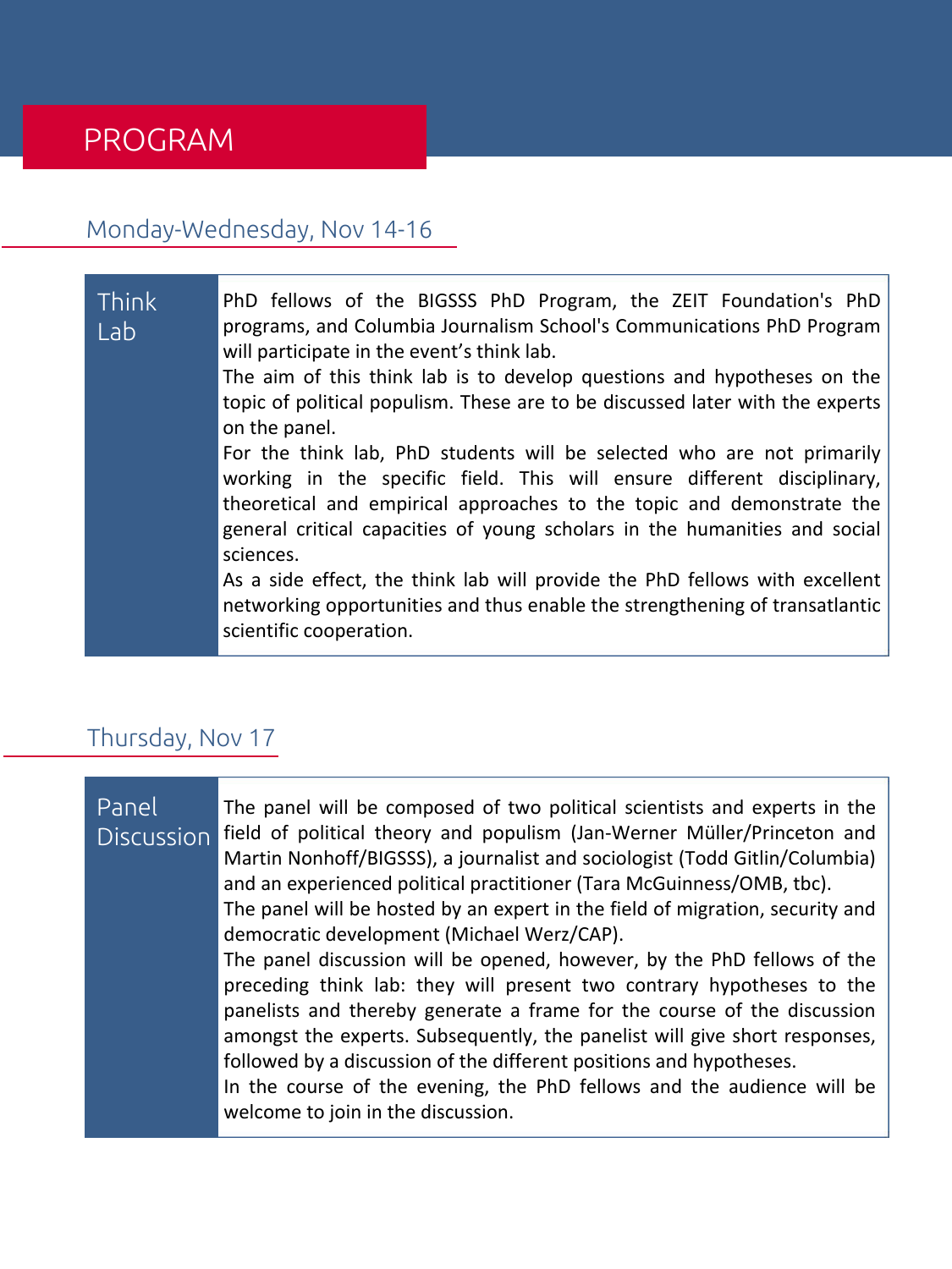# PROGRAM

## Monday-Wednesday, Nov 14-16

### Think Lab

PhD fellows of the BIGSSS PhD Program, the ZEIT Foundation's PhD programs, and Columbia Journalism School's Communications PhD Program will participate in the event's think lab.

The aim of this think lab is to develop questions and hypotheses on the topic of political populism. These are to be discussed later with the experts on the panel.

For the think lab, PhD students will be selected who are not primarily working in the specific field. This will ensure different disciplinary, theoretical and empirical approaches to the topic and demonstrate the general critical capacities of young scholars in the humanities and social sciences.

As a side effect, the think lab will provide the PhD fellows with excellent networking opportunities and thus enable the strengthening of transatlantic scientific cooperation.

## Thursday, Nov 17

### Panel Discussion

The panel will be composed of two political scientists and experts in the field of political theory and populism (Jan-Werner Müller/Princeton and Martin Nonhoff/BIGSSS), a journalist and sociologist (Todd Gitlin/Columbia) and an experienced political practitioner (Tara McGuinness/OMB, tbc).

The panel will be hosted by an expert in the field of migration, security and democratic development (Michael Werz/CAP).

The panel discussion will be opened, however, by the PhD fellows of the preceding think lab: they will present two contrary hypotheses to the panelists and thereby generate a frame for the course of the discussion amongst the experts. Subsequently, the panelist will give short responses, followed by a discussion of the different positions and hypotheses.

In the course of the evening, the PhD fellows and the audience will be welcome to join in the discussion.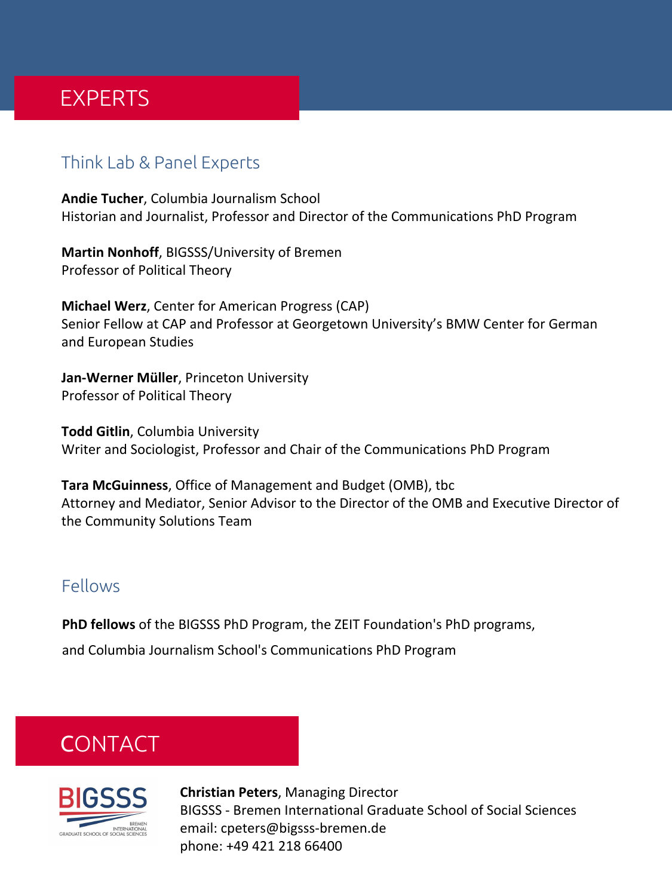# EXPERTS

## Think Lab & Panel Experts

**Andie Tucher**, Columbia Journalism School
Historian and Journalist, Professor and Director of the Communications PhD Program

**Martin Nonhoff**, BIGSSS/University of Bremen
Professor of Political Theory

**Michael Werz**, Center for American Progress (CAP)
Senior Fellow at CAP and Professor at Georgetown University's BMW Center for German and European Studies

**Jan-Werner Müller**, Princeton University
Professor of Political Theory

**Todd Gitlin**, Columbia University
Writer and Sociologist, Professor and Chair of the Communications PhD Program

**Tara McGuinness**, Office of Management and Budget (OMB), tbc
Attorney and Mediator, Senior Advisor to the Director of the OMB and Executive Director of the Community Solutions Team

## Fellows

**PhD fellows** of the BIGSSS PhD Program, the ZEIT Foundation's PhD programs, and Columbia Journalism School's Communications PhD Program

# CONTACT

BIGSSS
BREMEN INTERNATIONAL GRADUATE SCHOOL OF SOCIAL SCIENCES

**Christian Peters**, Managing Director
BIGSSS - Bremen International Graduate School of Social Sciences
email: cpeters@bigsss-bremen.de
phone: +49 421 218 66400